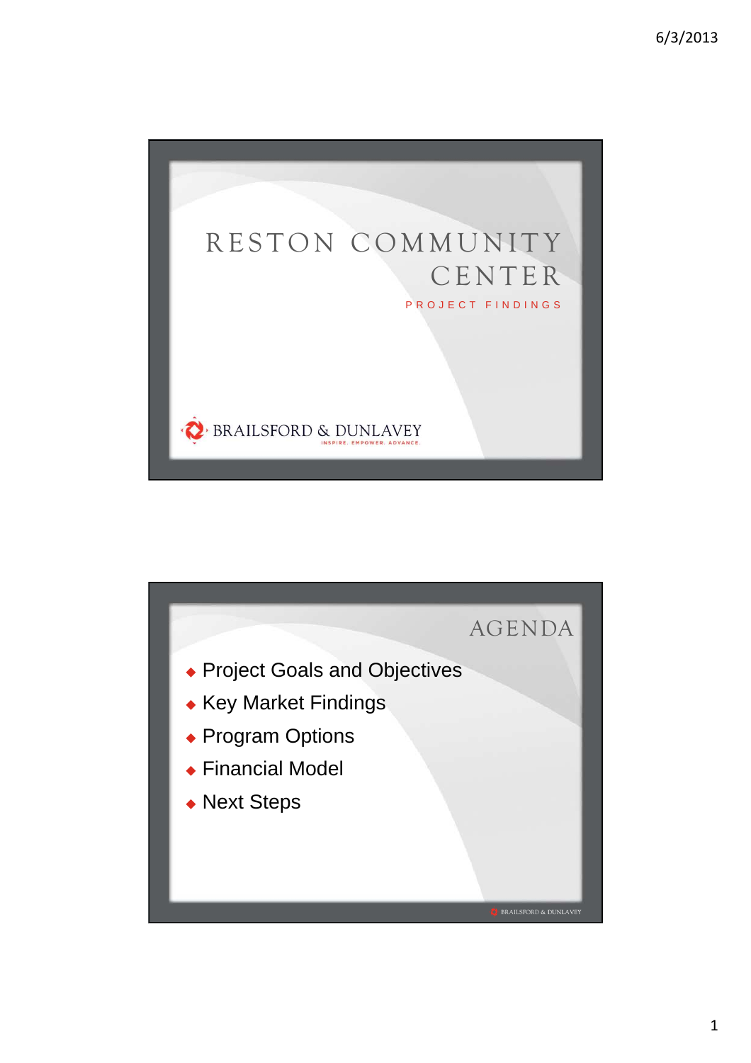# RESTON COMMUNITY CENTER

PROJECT FINDINGS

BRAILSFORD & DUNLAVEY

INSPIRE. EMPOWER. ADVANCE.

## AGENDA

- Project Goals and Objectives
- Key Market Findings
- Program Options
- Financial Model
- Next Steps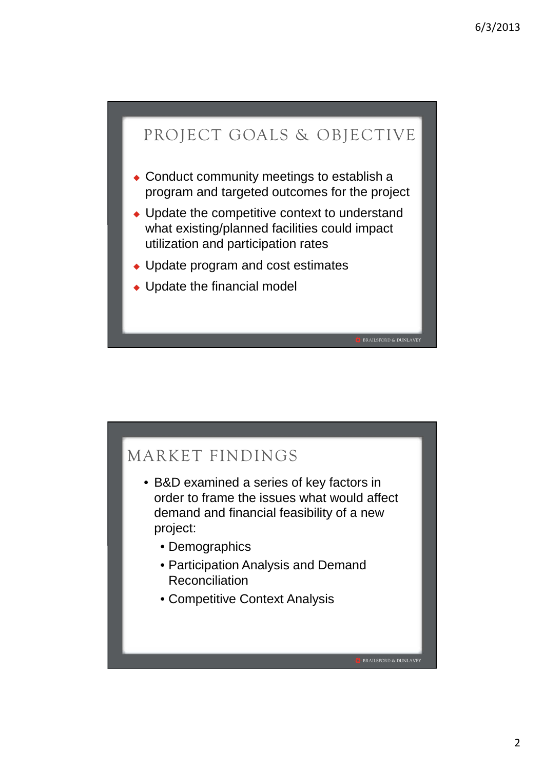## PROJECT GOALS & OBJECTIVE

- Conduct community meetings to establish a program and targeted outcomes for the project
- Update the competitive context to understand what existing/planned facilities could impact utilization and participation rates
- Update program and cost estimates
- Update the financial model

BRAILSFORD & DUNLAVEY

## MARKET FINDINGS

- B&D examined a series of key factors in order to frame the issues what would affect demand and financial feasibility of a new project:
  - Demographics
  - Participation Analysis and Demand Reconciliation
  - Competitive Context Analysis

BRAILSFORD & DUNLAVEY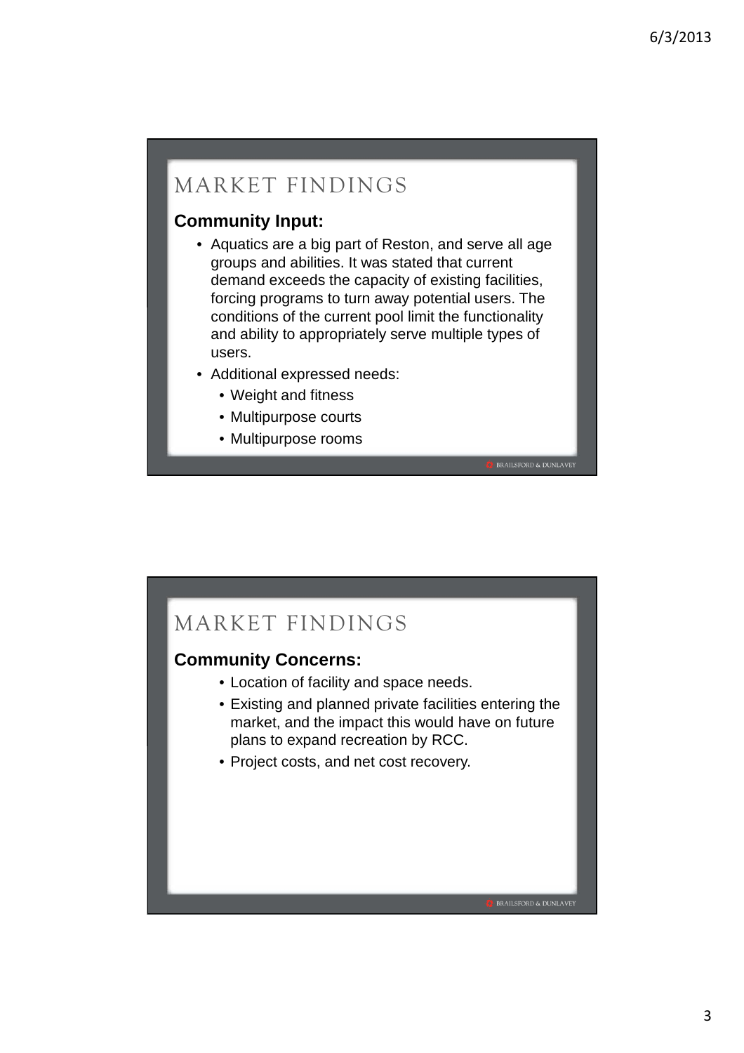## MARKET FINDINGS

**Community Input:**

- Aquatics are a big part of Reston, and serve all age groups and abilities. It was stated that current demand exceeds the capacity of existing facilities, forcing programs to turn away potential users. The conditions of the current pool limit the functionality and ability to appropriately serve multiple types of users.
- Additional expressed needs:
  - Weight and fitness
  - Multipurpose courts
  - Multipurpose rooms

BRAILSFORD & DUNLAVEY

## MARKET FINDINGS

**Community Concerns:**

- Location of facility and space needs.
- Existing and planned private facilities entering the market, and the impact this would have on future plans to expand recreation by RCC.
- Project costs, and net cost recovery.

BRAILSFORD & DUNLAVEY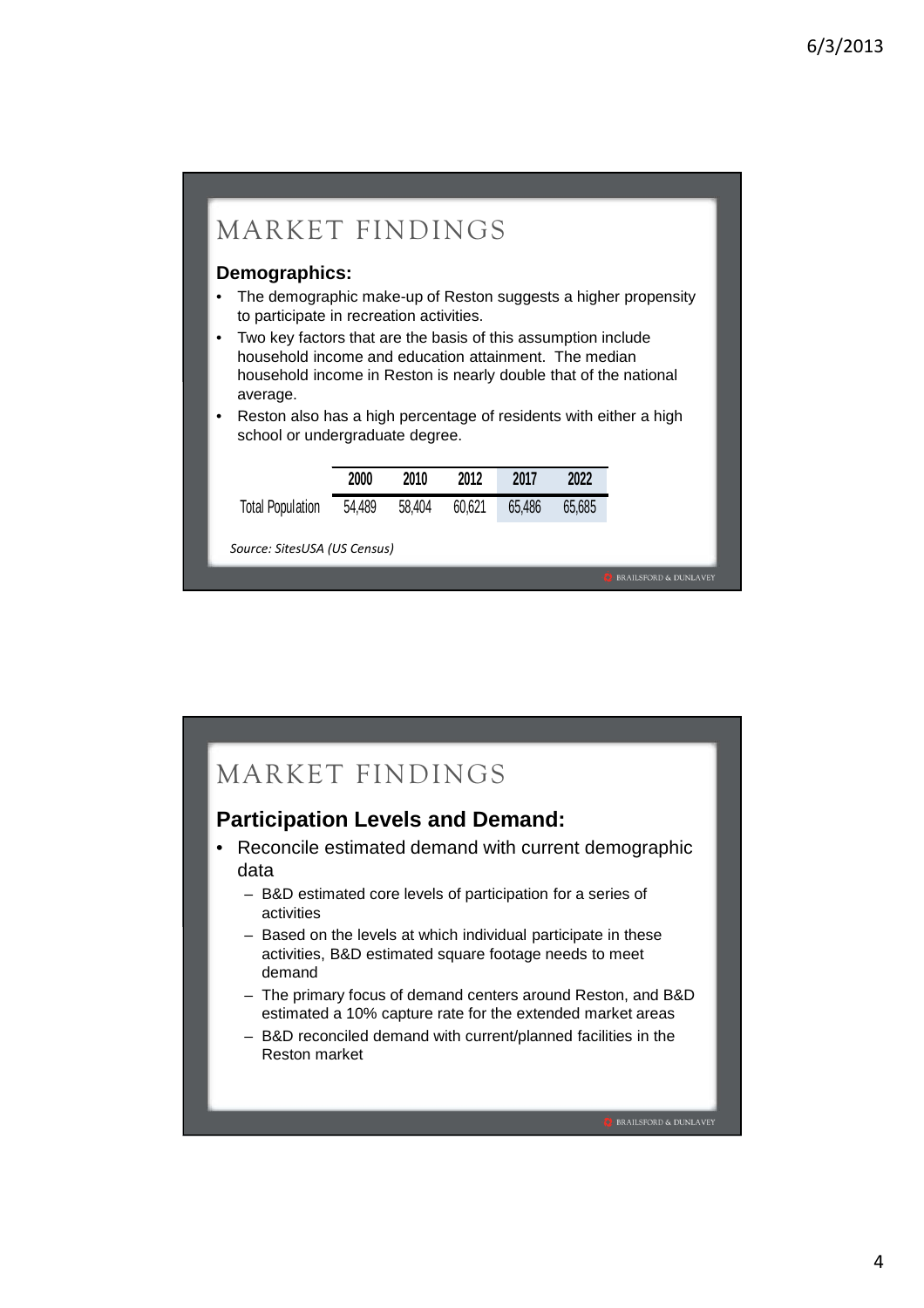# MARKET FINDINGS

**Demographics:**

- The demographic make-up of Reston suggests a higher propensity to participate in recreation activities.
- Two key factors that are the basis of this assumption include household income and education attainment. The median household income in Reston is nearly double that of the national average.
- Reston also has a high percentage of residents with either a high school or undergraduate degree.

| | 2000 | 2010 | 2012 | 2017 | 2022 |
|---|---|---|---|---|---|
| Total Population | 54,489 | 58,404 | 60,621 | 65,486 | 65,685 |

*Source: SitesUSA (US Census)*

# MARKET FINDINGS

## Participation Levels and Demand:

- Reconcile estimated demand with current demographic data
  - B&D estimated core levels of participation for a series of activities
  - Based on the levels at which individual participate in these activities, B&D estimated square footage needs to meet demand
  - The primary focus of demand centers around Reston, and B&D estimated a 10% capture rate for the extended market areas
  - B&D reconciled demand with current/planned facilities in the Reston market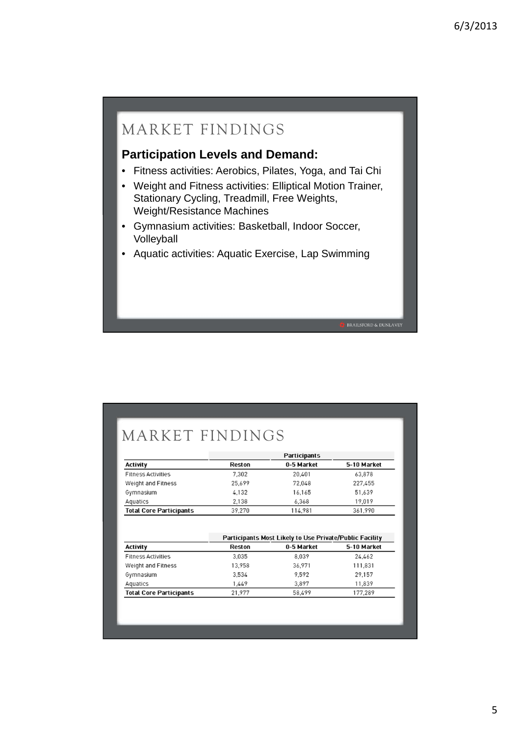# MARKET FINDINGS

**Participation Levels and Demand:**

- Fitness activities: Aerobics, Pilates, Yoga, and Tai Chi
- Weight and Fitness activities: Elliptical Motion Trainer, Stationary Cycling, Treadmill, Free Weights, Weight/Resistance Machines
- Gymnasium activities: Basketball, Indoor Soccer, Volleyball
- Aquatic activities: Aquatic Exercise, Lap Swimming

BRAILSFORD & DUNLAVEY

# MARKET FINDINGS

| | Participants | | |
|---|---|---|---|
| **Activity** | **Reston** | **0-5 Market** | **5-10 Market** |
| Fitness Activities | 7,302 | 20,401 | 63,878 |
| Weight and Fitness | 25,699 | 72,048 | 227,455 |
| Gymnasium | 4,132 | 16,165 | 51,639 |
| Aquatics | 2,138 | 6,368 | 19,019 |
| **Total Core Participants** | 39,270 | 114,981 | 361,990 |

| | Participants Most Likely to Use Private/Public Facility | | |
|---|---|---|---|
| **Activity** | **Reston** | **0-5 Market** | **5-10 Market** |
| Fitness Activities | 3,035 | 8,039 | 24,462 |
| Weight and Fitness | 13,958 | 36,971 | 111,831 |
| Gymnasium | 3,534 | 9,592 | 29,157 |
| Aquatics | 1,449 | 3,897 | 11,839 |
| **Total Core Participants** | 21,977 | 58,499 | 177,289 |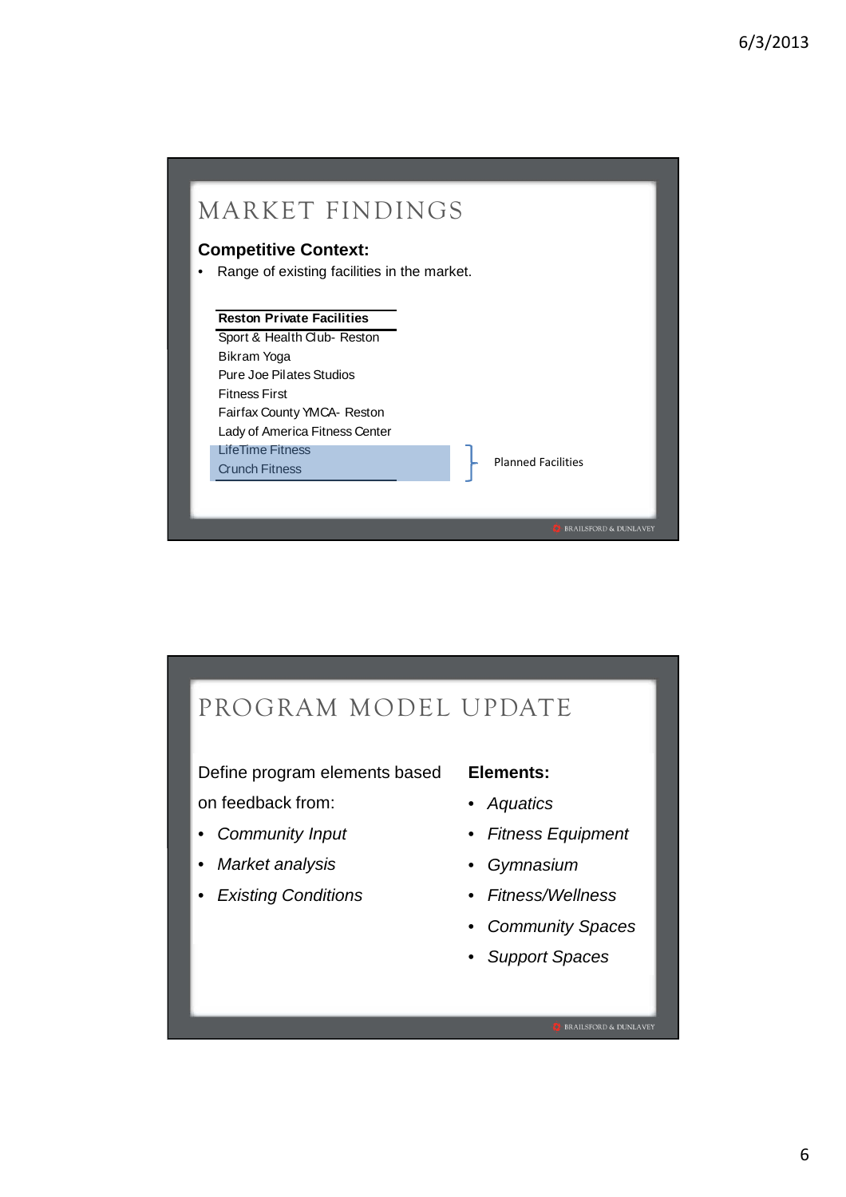# MARKET FINDINGS

**Competitive Context:**

- Range of existing facilities in the market.

| Reston Private Facilities | |
|---|---|
| Sport & Health Club- Reston | |
| Bikram Yoga | |
| Pure Joe Pilates Studios | |
| Fitness First | |
| Fairfax County YMCA- Reston | |
| Lady of America Fitness Center | |
| LifeTime Fitness | Planned Facilities |
| Crunch Fitness | Planned Facilities |

# PROGRAM MODEL UPDATE

Define program elements based on feedback from:

- *Community Input*
- *Market analysis*
- *Existing Conditions*

**Elements:**

- *Aquatics*
- *Fitness Equipment*
- *Gymnasium*
- *Fitness/Wellness*
- *Community Spaces*
- *Support Spaces*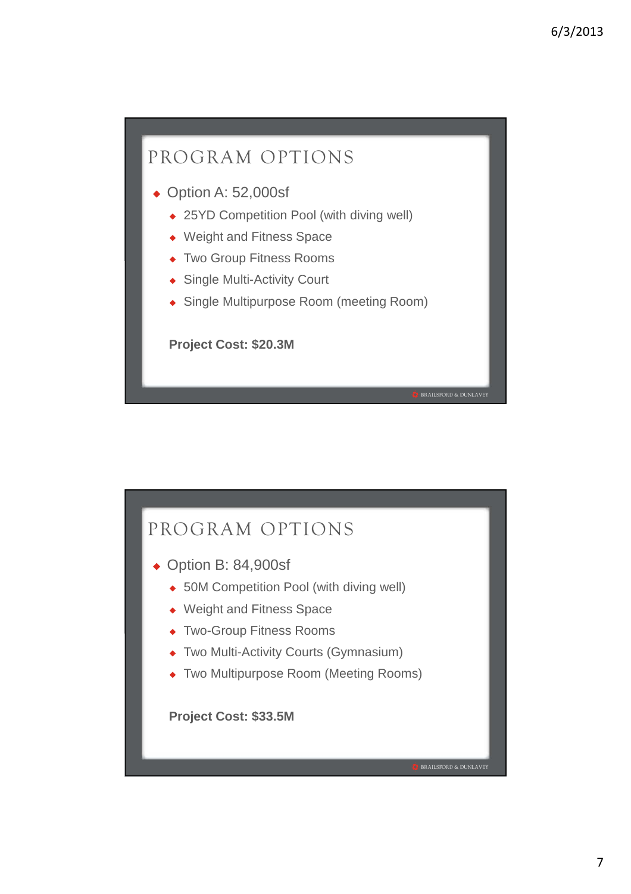## PROGRAM OPTIONS

- Option A: 52,000sf
  - 25YD Competition Pool (with diving well)
  - Weight and Fitness Space
  - Two Group Fitness Rooms
  - Single Multi-Activity Court
  - Single Multipurpose Room (meeting Room)

**Project Cost: $20.3M**

BRAILSFORD & DUNLAVEY

## PROGRAM OPTIONS

- Option B: 84,900sf
  - 50M Competition Pool (with diving well)
  - Weight and Fitness Space
  - Two-Group Fitness Rooms
  - Two Multi-Activity Courts (Gymnasium)
  - Two Multipurpose Room (Meeting Rooms)

**Project Cost: $33.5M**

BRAILSFORD & DUNLAVEY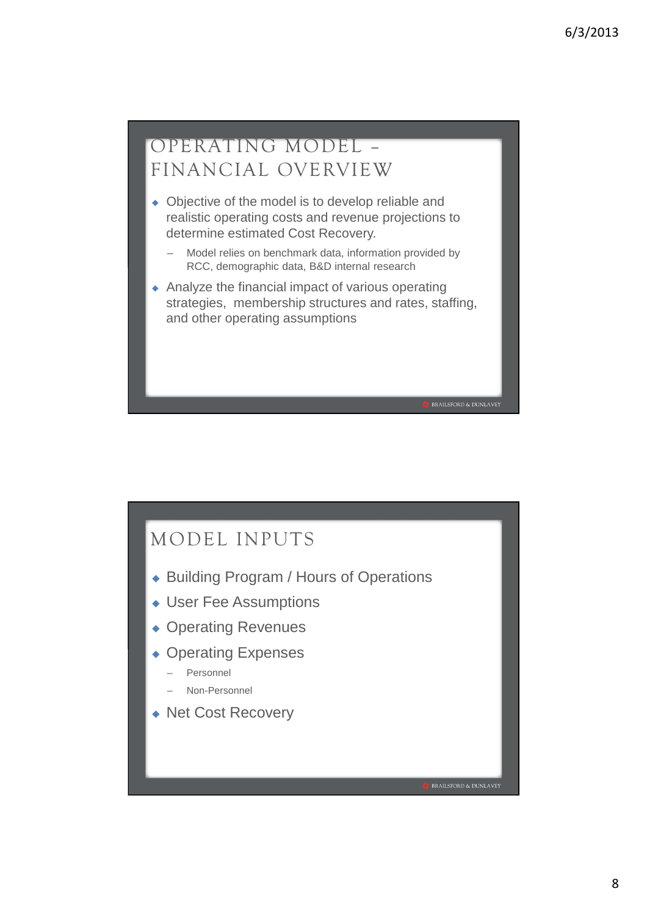## OPERATING MODEL – FINANCIAL OVERVIEW

- Objective of the model is to develop reliable and realistic operating costs and revenue projections to determine estimated Cost Recovery.
  - Model relies on benchmark data, information provided by RCC, demographic data, B&D internal research
- Analyze the financial impact of various operating strategies, membership structures and rates, staffing, and other operating assumptions

BRAILSFORD & DUNLAVEY

## MODEL INPUTS

- Building Program / Hours of Operations
- User Fee Assumptions
- Operating Revenues
- Operating Expenses
  - Personnel
  - Non-Personnel
- Net Cost Recovery

BRAILSFORD & DUNLAVEY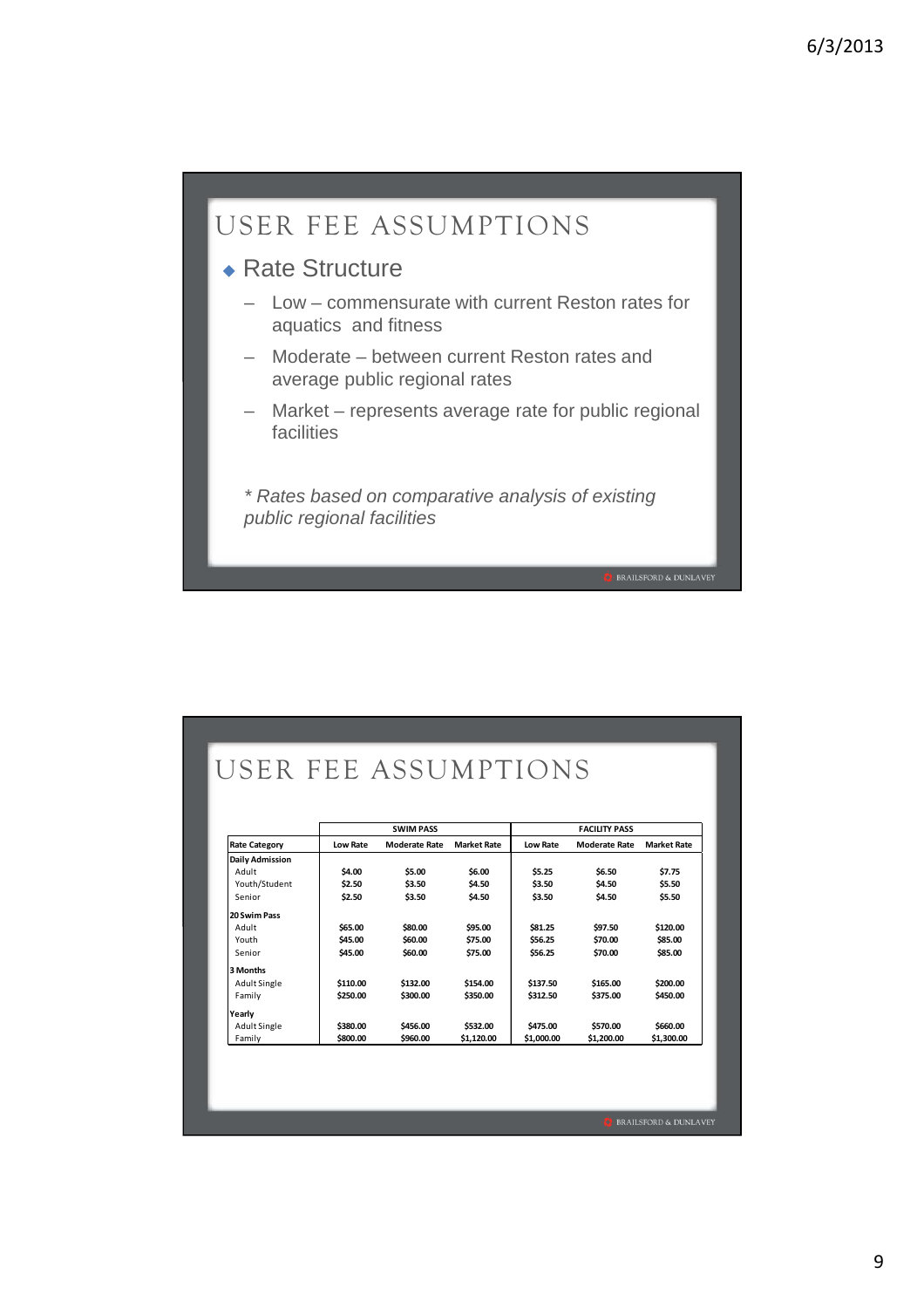# USER FEE ASSUMPTIONS

- Rate Structure
  - Low – commensurate with current Reston rates for aquatics and fitness
  - Moderate – between current Reston rates and average public regional rates
  - Market – represents average rate for public regional facilities

*\* Rates based on comparative analysis of existing public regional facilities*

# USER FEE ASSUMPTIONS

| | SWIM PASS | | | FACILITY PASS | | |
|---|---|---|---|---|---|---|
| **Rate Category** | **Low Rate** | **Moderate Rate** | **Market Rate** | **Low Rate** | **Moderate Rate** | **Market Rate** |
| **Daily Admission** | | | | | | |
| Adult | $4.00 | $5.00 | $6.00 | $5.25 | $6.50 | $7.75 |
| Youth/Student | $2.50 | $3.50 | $4.50 | $3.50 | $4.50 | $5.50 |
| Senior | $2.50 | $3.50 | $4.50 | $3.50 | $4.50 | $5.50 |
| **20 Swim Pass** | | | | | | |
| Adult | $65.00 | $80.00 | $95.00 | $81.25 | $97.50 | $120.00 |
| Youth | $45.00 | $60.00 | $75.00 | $56.25 | $70.00 | $85.00 |
| Senior | $45.00 | $60.00 | $75.00 | $56.25 | $70.00 | $85.00 |
| **3 Months** | | | | | | |
| Adult Single | $110.00 | $132.00 | $154.00 | $137.50 | $165.00 | $200.00 |
| Family | $250.00 | $300.00 | $350.00 | $312.50 | $375.00 | $450.00 |
| **Yearly** | | | | | | |
| Adult Single | $380.00 | $456.00 | $532.00 | $475.00 | $570.00 | $660.00 |
| Family | $800.00 | $960.00 | $1,120.00 | $1,000.00 | $1,200.00 | $1,300.00 |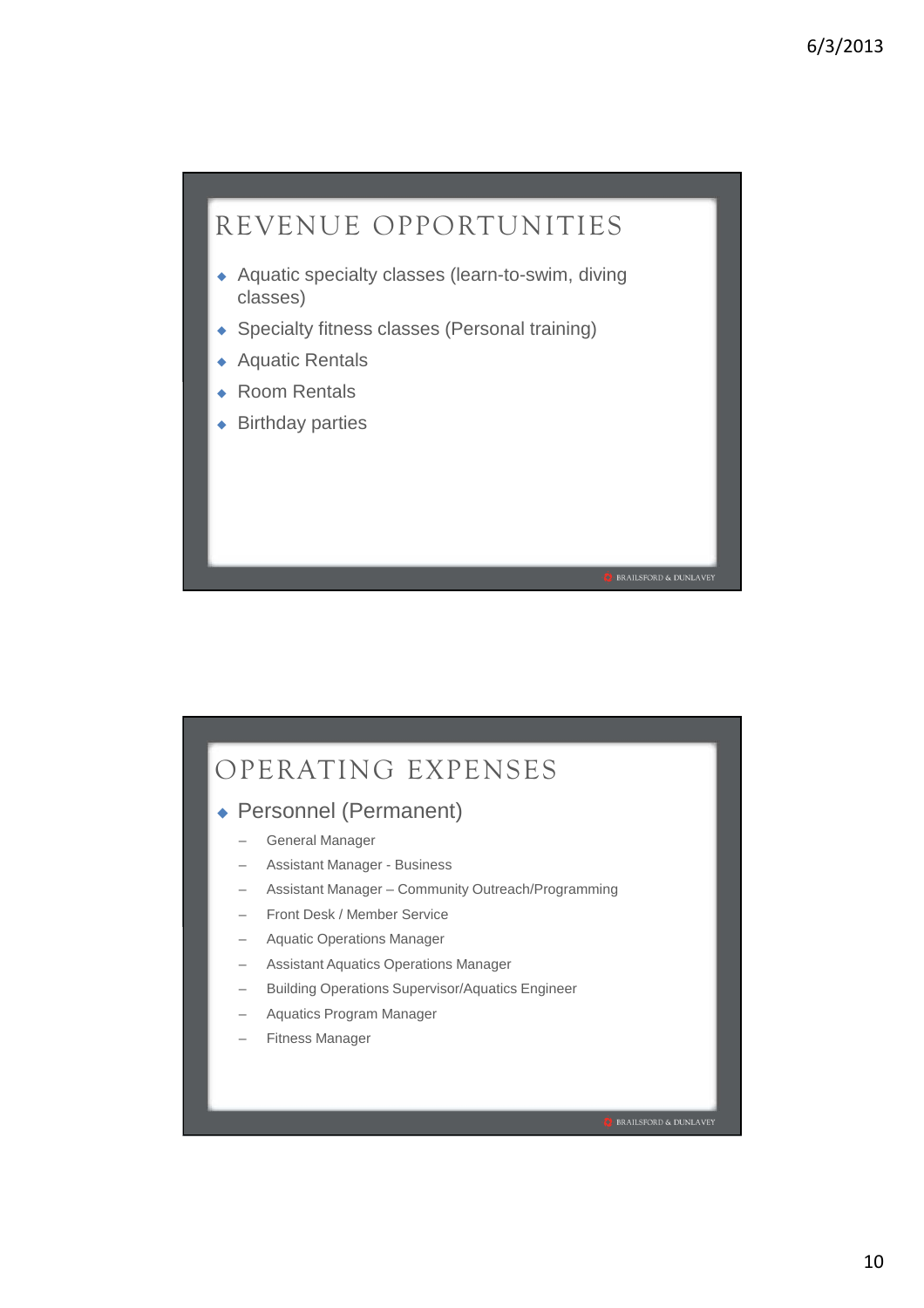## REVENUE OPPORTUNITIES

- Aquatic specialty classes (learn-to-swim, diving classes)
- Specialty fitness classes (Personal training)
- Aquatic Rentals
- Room Rentals
- Birthday parties

BRAILSFORD & DUNLAVEY

## OPERATING EXPENSES

- Personnel (Permanent)
  - General Manager
  - Assistant Manager - Business
  - Assistant Manager – Community Outreach/Programming
  - Front Desk / Member Service
  - Aquatic Operations Manager
  - Assistant Aquatics Operations Manager
  - Building Operations Supervisor/Aquatics Engineer
  - Aquatics Program Manager
  - Fitness Manager

BRAILSFORD & DUNLAVEY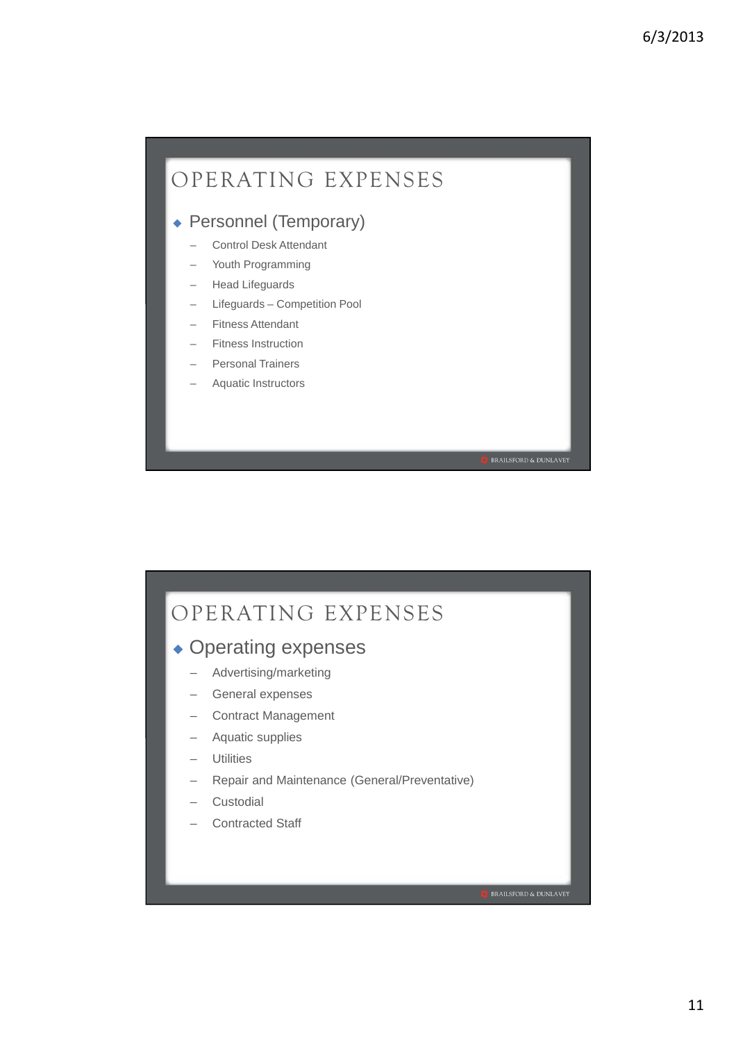## OPERATING EXPENSES

- Personnel (Temporary)
  - Control Desk Attendant
  - Youth Programming
  - Head Lifeguards
  - Lifeguards – Competition Pool
  - Fitness Attendant
  - Fitness Instruction
  - Personal Trainers
  - Aquatic Instructors

BRAILSFORD & DUNLAVEY

## OPERATING EXPENSES

- Operating expenses
  - Advertising/marketing
  - General expenses
  - Contract Management
  - Aquatic supplies
  - Utilities
  - Repair and Maintenance (General/Preventative)
  - Custodial
  - Contracted Staff

BRAILSFORD & DUNLAVEY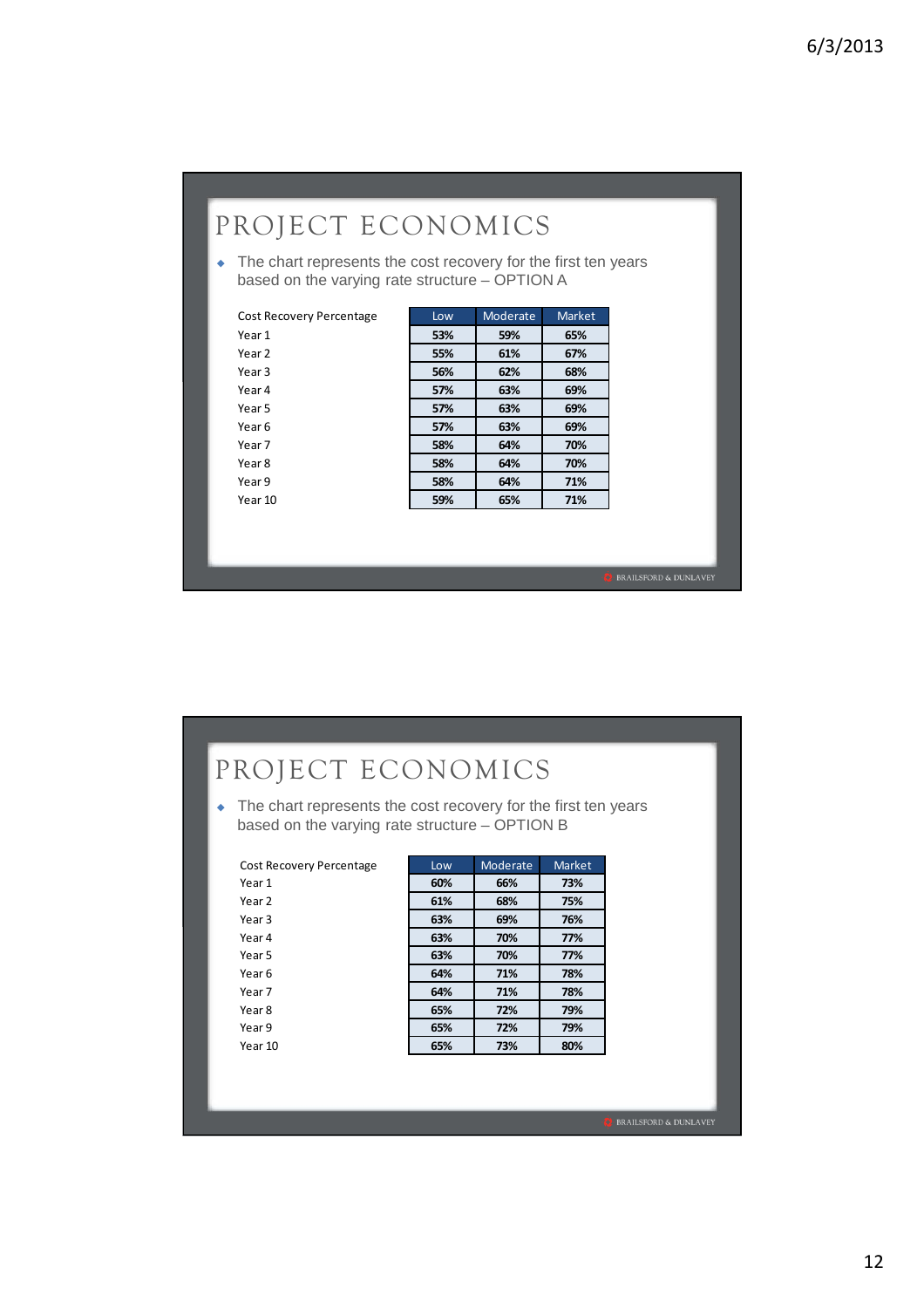# PROJECT ECONOMICS

- The chart represents the cost recovery for the first ten years based on the varying rate structure – OPTION A

| Cost Recovery Percentage | Low | Moderate | Market |
|---|---|---|---|
| Year 1 | 53% | 59% | 65% |
| Year 2 | 55% | 61% | 67% |
| Year 3 | 56% | 62% | 68% |
| Year 4 | 57% | 63% | 69% |
| Year 5 | 57% | 63% | 69% |
| Year 6 | 57% | 63% | 69% |
| Year 7 | 58% | 64% | 70% |
| Year 8 | 58% | 64% | 70% |
| Year 9 | 58% | 64% | 71% |
| Year 10 | 59% | 65% | 71% |

BRAILSFORD & DUNLAVEY

# PROJECT ECONOMICS

- The chart represents the cost recovery for the first ten years based on the varying rate structure – OPTION B

| Cost Recovery Percentage | Low | Moderate | Market |
|---|---|---|---|
| Year 1 | 60% | 66% | 73% |
| Year 2 | 61% | 68% | 75% |
| Year 3 | 63% | 69% | 76% |
| Year 4 | 63% | 70% | 77% |
| Year 5 | 63% | 70% | 77% |
| Year 6 | 64% | 71% | 78% |
| Year 7 | 64% | 71% | 78% |
| Year 8 | 65% | 72% | 79% |
| Year 9 | 65% | 72% | 79% |
| Year 10 | 65% | 73% | 80% |

BRAILSFORD & DUNLAVEY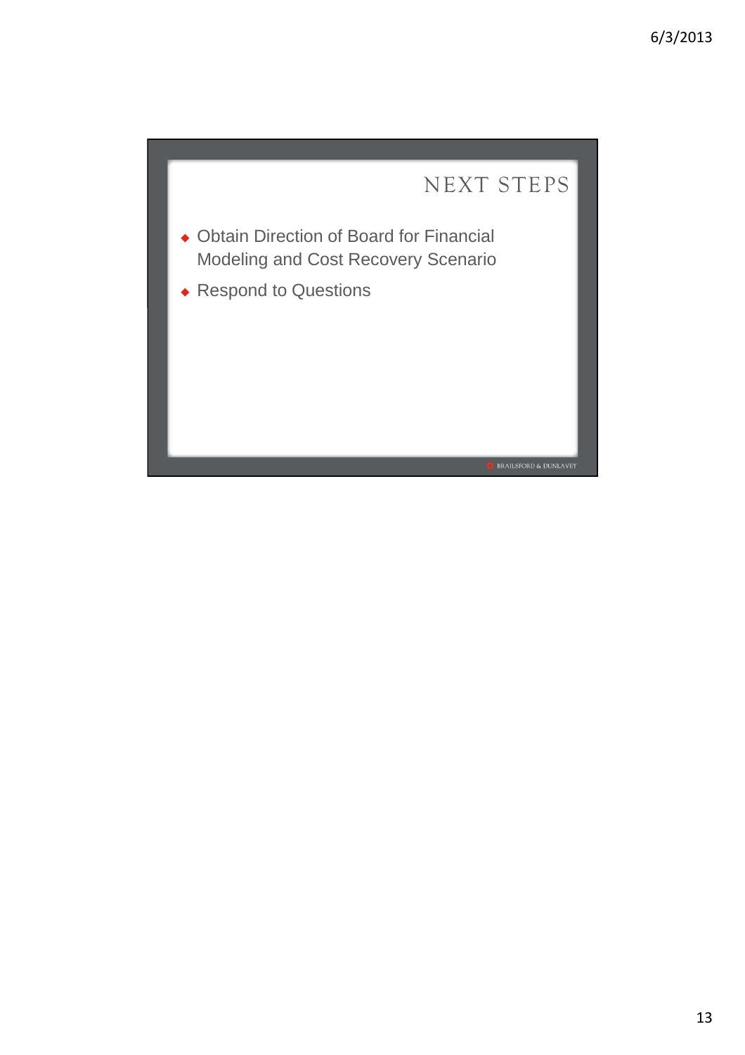# NEXT STEPS

- Obtain Direction of Board for Financial Modeling and Cost Recovery Scenario
- Respond to Questions

BRAILSFORD & DUNLAVEY